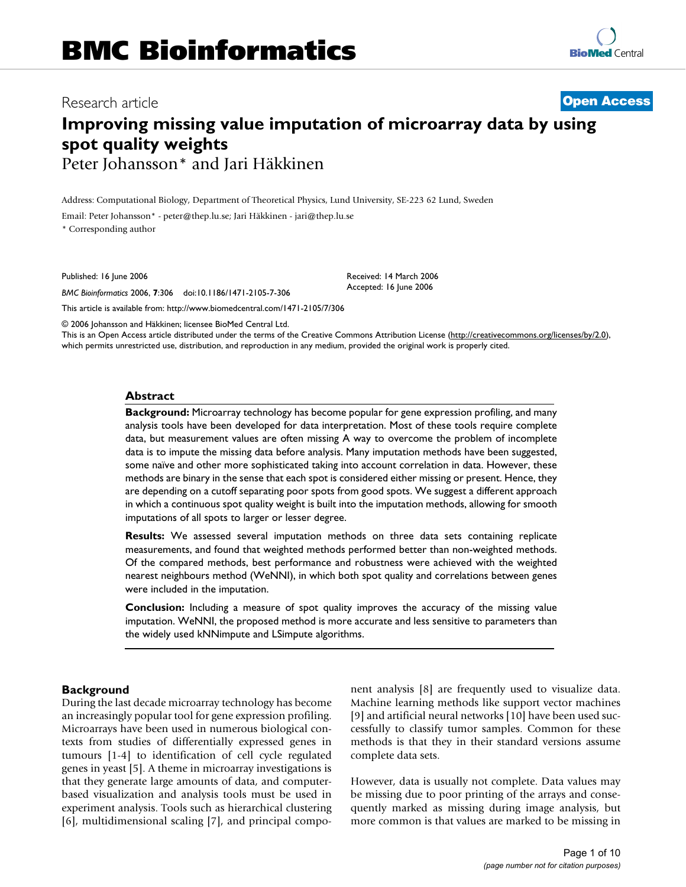# Improving missing value imputation of microarray data by using spot quality weights

Peter Johansson* and Jari Häkkinen

Address: Computational Biology, Department of Theoretical Physics, Lund University, SE-223 62 Lund, Sweden

Email: Peter Johansson* - peter@thep.lu.se; Jari Häkkinen - jari@thep.lu.se

\* Corresponding author

Published: 16 June 2006

*BMC Bioinformatics* 2006, **7**:306 doi:10.1186/1471-2105-7-306

Received: 14 March 2006

Accepted: 16 June 2006

This article is available from: http://www.biomedcentral.com/1471-2105/7/306

© 2006 Johansson and Häkkinen; licensee BioMed Central Ltd.

This is an Open Access article distributed under the terms of the Creative Commons Attribution License (http://creativecommons.org/licenses/by/2.0), which permits unrestricted use, distribution, and reproduction in any medium, provided the original work is properly cited.

## Abstract

**Background:** Microarray technology has become popular for gene expression profiling, and many analysis tools have been developed for data interpretation. Most of these tools require complete data, but measurement values are often missing A way to overcome the problem of incomplete data is to impute the missing data before analysis. Many imputation methods have been suggested, some naïve and other more sophisticated taking into account correlation in data. However, these methods are binary in the sense that each spot is considered either missing or present. Hence, they are depending on a cutoff separating poor spots from good spots. We suggest a different approach in which a continuous spot quality weight is built into the imputation methods, allowing for smooth imputations of all spots to larger or lesser degree.

**Results:** We assessed several imputation methods on three data sets containing replicate measurements, and found that weighted methods performed better than non-weighted methods. Of the compared methods, best performance and robustness were achieved with the weighted nearest neighbours method (WeNNI), in which both spot quality and correlations between genes were included in the imputation.

**Conclusion:** Including a measure of spot quality improves the accuracy of the missing value imputation. WeNNI, the proposed method is more accurate and less sensitive to parameters than the widely used kNNimpute and LSimpute algorithms.

## Background

During the last decade microarray technology has become an increasingly popular tool for gene expression profiling. Microarrays have been used in numerous biological contexts from studies of differentially expressed genes in tumours [1-4] to identification of cell cycle regulated genes in yeast [5]. A theme in microarray investigations is that they generate large amounts of data, and computer-based visualization and analysis tools must be used in experiment analysis. Tools such as hierarchical clustering [6], multidimensional scaling [7], and principal component analysis [8] are frequently used to visualize data. Machine learning methods like support vector machines [9] and artificial neural networks [10] have been used successfully to classify tumor samples. Common for these methods is that they in their standard versions assume complete data sets.

However, data is usually not complete. Data values may be missing due to poor printing of the arrays and consequently marked as missing during image analysis, but more common is that values are marked to be missing in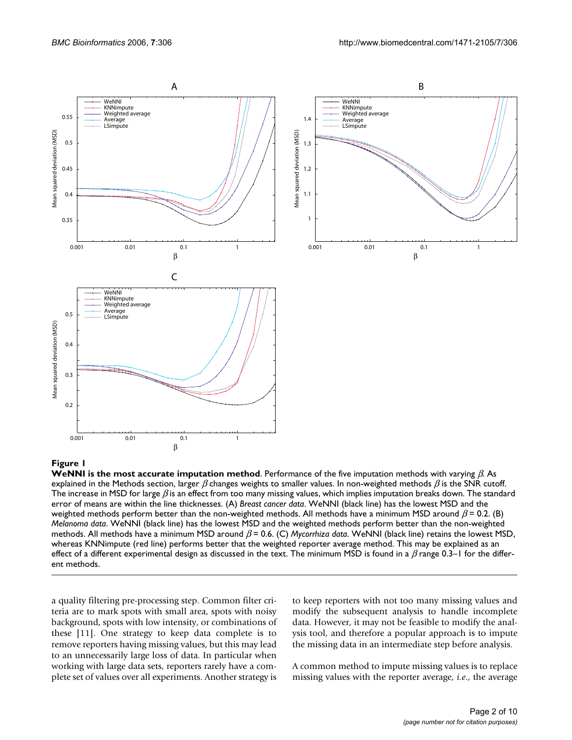**Figure 1**

**WeNNI is the most accurate imputation method**. Performance of the five imputation methods with varying $\beta$. As explained in the Methods section, larger $\beta$ changes weights to smaller values. In non-weighted methods $\beta$ is the SNR cutoff. The increase in MSD for large $\beta$ is an effect from too many missing values, which implies imputation breaks down. The standard error of means are within the line thicknesses. (A) *Breast cancer data*. WeNNI (black line) has the lowest MSD and the weighted methods perform better than the non-weighted methods. All methods have a minimum MSD around $\beta$ = 0.2. (B) *Melanoma data*. WeNNI (black line) has the lowest MSD and the weighted methods perform better than the non-weighted methods. All methods have a minimum MSD around $\beta$ = 0.6. (C) *Mycorrhiza data*. WeNNI (black line) retains the lowest MSD, whereas KNNimpute (red line) performs better that the weighted reporter average method. This may be explained as an effect of a different experimental design as discussed in the text. The minimum MSD is found in a $\beta$ range 0.3–1 for the different methods.

a quality filtering pre-processing step. Common filter criteria are to mark spots with small area, spots with noisy background, spots with low intensity, or combinations of these [11]. One strategy to keep data complete is to remove reporters having missing values, but this may lead to an unnecessarily large loss of data. In particular when working with large data sets, reporters rarely have a complete set of values over all experiments. Another strategy is to keep reporters with not too many missing values and modify the subsequent analysis to handle incomplete data. However, it may not be feasible to modify the analysis tool, and therefore a popular approach is to impute the missing data in an intermediate step before analysis.

A common method to impute missing values is to replace missing values with the reporter average, *i.e.*, the average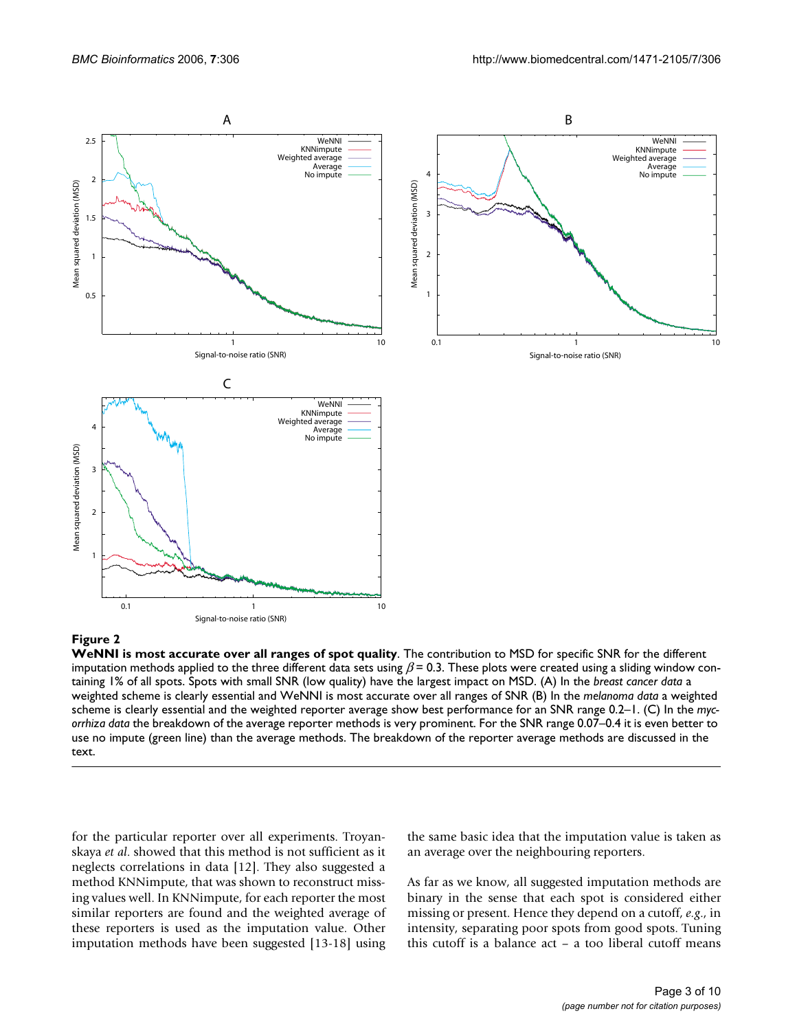**Figure 2**

**WeNNI is most accurate over all ranges of spot quality**. The contribution to MSD for specific SNR for the different imputation methods applied to the three different data sets using $\beta = 0.3$. These plots were created using a sliding window containing 1% of all spots. Spots with small SNR (low quality) have the largest impact on MSD. (A) In the *breast cancer data* a weighted scheme is clearly essential and WeNNI is most accurate over all ranges of SNR (B) In the *melanoma data* a weighted scheme is clearly essential and the weighted reporter average show best performance for an SNR range 0.2–1. (C) In the *mycorrhiza data* the breakdown of the average reporter methods is very prominent. For the SNR range 0.07–0.4 it is even better to use no impute (green line) than the average methods. The breakdown of the reporter average methods are discussed in the text.

for the particular reporter over all experiments. Troyanskaya *et al.* showed that this method is not sufficient as it neglects correlations in data [12]. They also suggested a method KNNimpute, that was shown to reconstruct missing values well. In KNNimpute, for each reporter the most similar reporters are found and the weighted average of these reporters is used as the imputation value. Other imputation methods have been suggested [13-18] using the same basic idea that the imputation value is taken as an average over the neighbouring reporters.

As far as we know, all suggested imputation methods are binary in the sense that each spot is considered either missing or present. Hence they depend on a cutoff, *e.g.*, in intensity, separating poor spots from good spots. Tuning this cutoff is a balance act – a too liberal cutoff means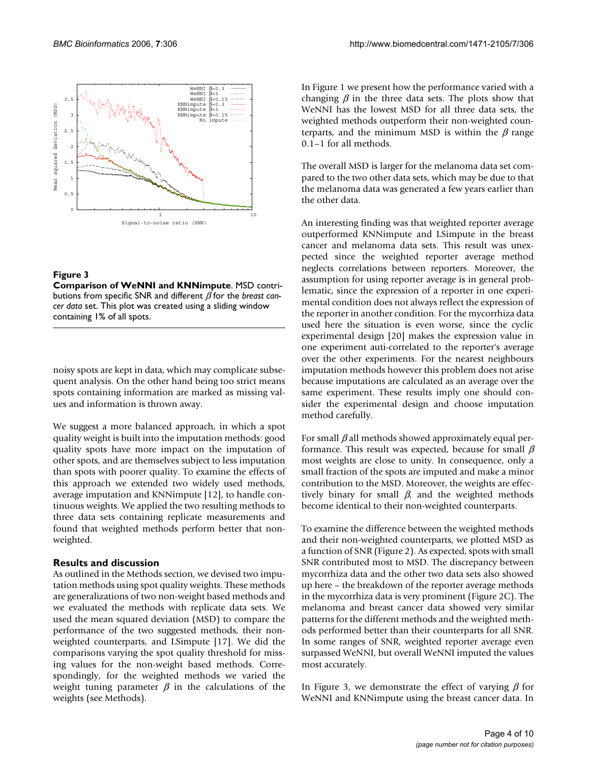**Figure 3**

**Comparison of WeNNI and KNNimpute**. MSD contributions from specific SNR and different $\beta$ for the *breast cancer data* set. This plot was created using a sliding window containing 1% of all spots.

noisy spots are kept in data, which may complicate subsequent analysis. On the other hand being too strict means spots containing information are marked as missing values and information is thrown away.

We suggest a more balanced approach, in which a spot quality weight is built into the imputation methods: good quality spots have more impact on the imputation of other spots, and are themselves subject to less imputation than spots with poorer quality. To examine the effects of this approach we extended two widely used methods, average imputation and KNNimpute [12], to handle continuous weights. We applied the two resulting methods to three data sets containing replicate measurements and found that weighted methods perform better that non-weighted.

## Results and discussion

As outlined in the Methods section, we devised two imputation methods using spot quality weights. These methods are generalizations of two non-weight based methods and we evaluated the methods with replicate data sets. We used the mean squared deviation (MSD) to compare the performance of the two suggested methods, their non-weighted counterparts, and LSimpute [17]. We did the comparisons varying the spot quality threshold for missing values for the non-weight based methods. Correspondingly, for the weighted methods we varied the weight tuning parameter $\beta$ in the calculations of the weights (see Methods).

In Figure 1 we present how the performance varied with a changing $\beta$ in the three data sets. The plots show that WeNNI has the lowest MSD for all three data sets, the weighted methods outperform their non-weighted counterparts, and the minimum MSD is within the $\beta$ range 0.1–1 for all methods.

The overall MSD is larger for the melanoma data set compared to the two other data sets, which may be due to that the melanoma data was generated a few years earlier than the other data.

An interesting finding was that weighted reporter average outperformed KNNimpute and LSimpute in the breast cancer and melanoma data sets. This result was unexpected since the weighted reporter average method neglects correlations between reporters. Moreover, the assumption for using reporter average is in general problematic, since the expression of a reporter in one experimental condition does not always reflect the expression of the reporter in another condition. For the mycorrhiza data used here the situation is even worse, since the cyclic experimental design [20] makes the expression value in one experiment anti-correlated to the reporter's average over the other experiments. For the nearest neighbours imputation methods however this problem does not arise because imputations are calculated as an average over the same experiment. These results imply one should consider the experimental design and choose imputation method carefully.

For small $\beta$ all methods showed approximately equal performance. This result was expected, because for small $\beta$ most weights are close to unity. In consequence, only a small fraction of the spots are imputed and make a minor contribution to the MSD. Moreover, the weights are effectively binary for small $\beta$, and the weighted methods become identical to their non-weighted counterparts.

To examine the difference between the weighted methods and their non-weighted counterparts, we plotted MSD as a function of SNR (Figure 2). As expected, spots with small SNR contributed most to MSD. The discrepancy between mycorrhiza data and the other two data sets also showed up here – the breakdown of the reporter average methods in the mycorrhiza data is very prominent (Figure 2C). The melanoma and breast cancer data showed very similar patterns for the different methods and the weighted methods performed better than their counterparts for all SNR. In some ranges of SNR, weighted reporter average even surpassed WeNNI, but overall WeNNI imputed the values most accurately.

In Figure 3, we demonstrate the effect of varying $\beta$ for WeNNI and KNNimpute using the breast cancer data. In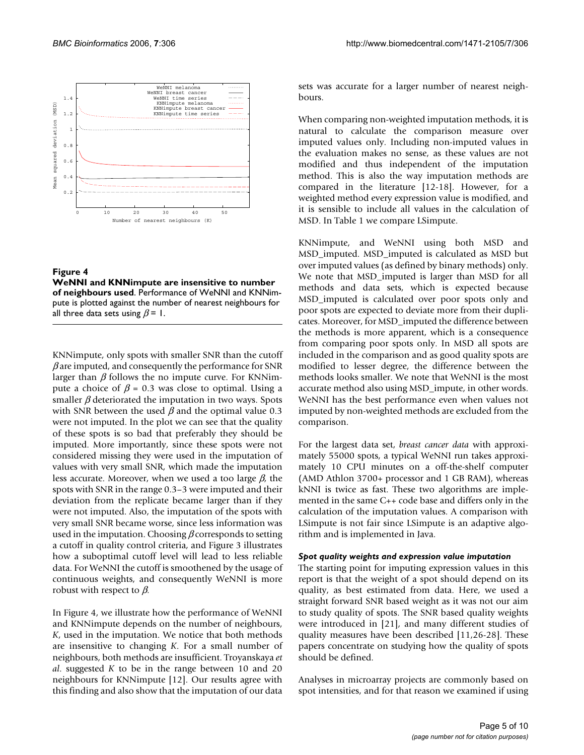**Figure 4**

**WeNNI and KNNimpute are insensitive to number of neighbours used**. Performance of WeNNI and KNNimpute is plotted against the number of nearest neighbours for all three data sets using $\beta = 1$.

KNNimpute, only spots with smaller SNR than the cutoff $\beta$ are imputed, and consequently the performance for SNR larger than $\beta$ follows the no impute curve. For KNNimpute a choice of $\beta = 0.3$ was close to optimal. Using a smaller $\beta$ deteriorated the imputation in two ways. Spots with SNR between the used $\beta$ and the optimal value 0.3 were not imputed. In the plot we can see that the quality of these spots is so bad that preferably they should be imputed. More importantly, since these spots were not considered missing they were used in the imputation of values with very small SNR, which made the imputation less accurate. Moreover, when we used a too large $\beta$, the spots with SNR in the range 0.3–3 were imputed and their deviation from the replicate became larger than if they were not imputed. Also, the imputation of the spots with very small SNR became worse, since less information was used in the imputation. Choosing $\beta$ corresponds to setting a cutoff in quality control criteria, and Figure 3 illustrates how a suboptimal cutoff level will lead to less reliable data. For WeNNI the cutoff is smoothened by the usage of continuous weights, and consequently WeNNI is more robust with respect to $\beta$.

In Figure 4, we illustrate how the performance of WeNNI and KNNimpute depends on the number of neighbours, $K$, used in the imputation. We notice that both methods are insensitive to changing $K$. For a small number of neighbours, both methods are insufficient. Troyanskaya *et al*. suggested $K$ to be in the range between 10 and 20 neighbours for KNNimpute [12]. Our results agree with this finding and also show that the imputation of our data sets was accurate for a larger number of nearest neighbours.

When comparing non-weighted imputation methods, it is natural to calculate the comparison measure over imputed values only. Including non-imputed values in the evaluation makes no sense, as these values are not modified and thus independent of the imputation method. This is also the way imputation methods are compared in the literature [12-18]. However, for a weighted method every expression value is modified, and it is sensible to include all values in the calculation of MSD. In Table 1 we compare LSimpute.

KNNimpute, and WeNNI using both MSD and MSD_imputed. MSD_imputed is calculated as MSD but over imputed values (as defined by binary methods) only. We note that MSD_imputed is larger than MSD for all methods and data sets, which is expected because MSD_imputed is calculated over poor spots only and poor spots are expected to deviate more from their duplicates. Moreover, for MSD_imputed the difference between the methods is more apparent, which is a consequence from comparing poor spots only. In MSD all spots are included in the comparison and as good quality spots are modified to lesser degree, the difference between the methods looks smaller. We note that WeNNI is the most accurate method also using MSD_impute, in other words. WeNNI has the best performance even when values not imputed by non-weighted methods are excluded from the comparison.

For the largest data set, *breast cancer data* with approximately 55000 spots, a typical WeNNI run takes approximately 10 CPU minutes on a off-the-shelf computer (AMD Athlon 3700+ processor and 1 GB RAM), whereas kNNI is twice as fast. These two algorithms are implemented in the same C++ code base and differs only in the calculation of the imputation values. A comparison with LSimpute is not fair since LSimpute is an adaptive algorithm and is implemented in Java.

### *Spot quality weights and expression value imputation*

The starting point for imputing expression values in this report is that the weight of a spot should depend on its quality, as best estimated from data. Here, we used a straight forward SNR based weight as it was not our aim to study quality of spots. The SNR based quality weights were introduced in [21], and many different studies of quality measures have been described [11,26-28]. These papers concentrate on studying how the quality of spots should be defined.

Analyses in microarray projects are commonly based on spot intensities, and for that reason we examined if using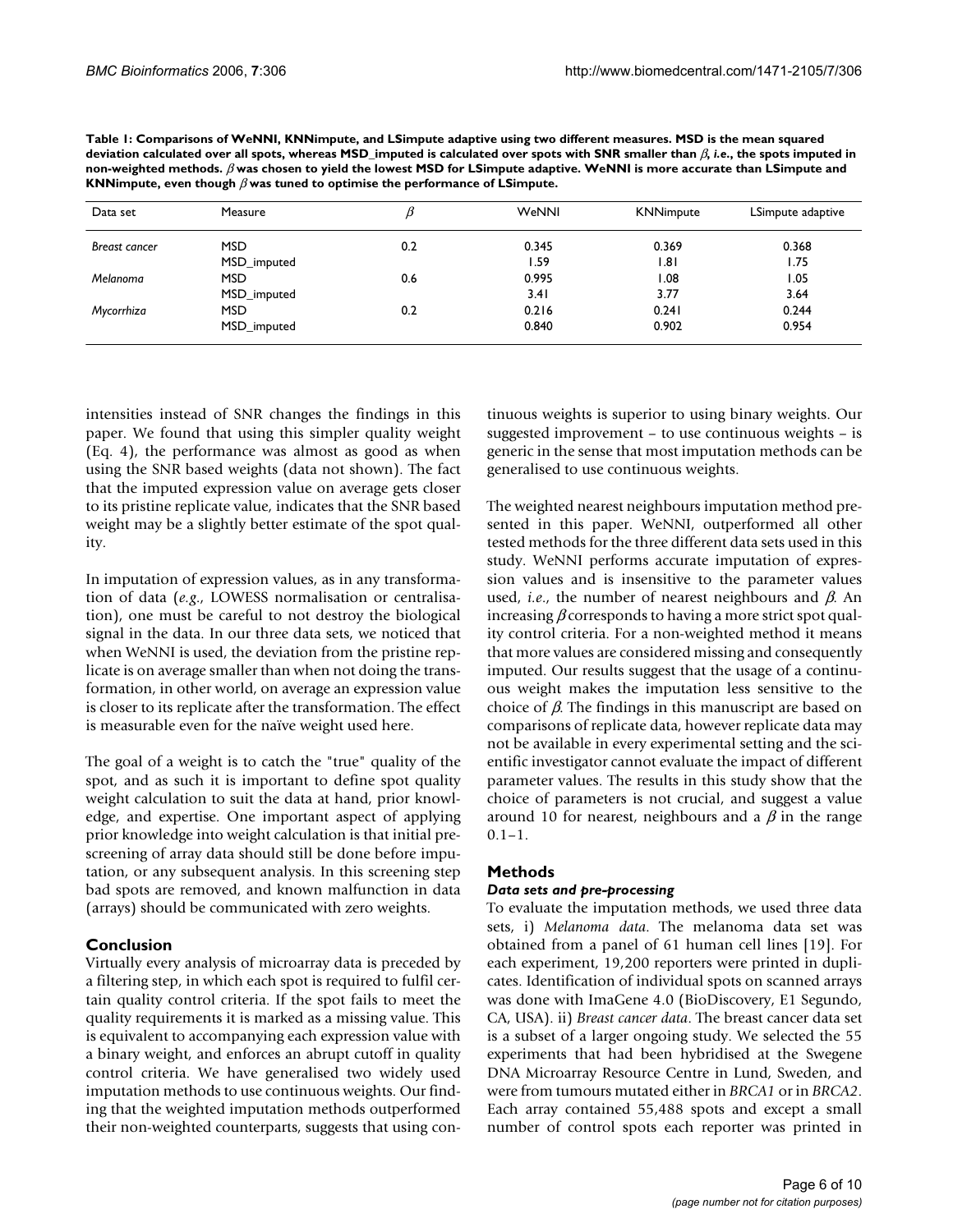**Table 1: Comparisons of WeNNI, KNNimpute, and LSimpute adaptive using two different measures. MSD is the mean squared deviation calculated over all spots, whereas MSD_imputed is calculated over spots with SNR smaller than $\beta$, *i.e.*, the spots imputed in non-weighted methods. $\beta$ was chosen to yield the lowest MSD for LSimpute adaptive. WeNNI is more accurate than LSimpute and KNNimpute, even though $\beta$ was tuned to optimise the performance of LSimpute.**

| Data set | Measure | $\beta$ | WeNNI | KNNimpute | LSimpute adaptive |
|---|---|---|---|---|---|
| *Breast cancer* | MSD | 0.2 | 0.345 | 0.369 | 0.368 |
| | MSD_imputed | | 1.59 | 1.81 | 1.75 |
| *Melanoma* | MSD | 0.6 | 0.995 | 1.08 | 1.05 |
| | MSD_imputed | | 3.41 | 3.77 | 3.64 |
| *Mycorrhiza* | MSD | 0.2 | 0.216 | 0.241 | 0.244 |
| | MSD_imputed | | 0.840 | 0.902 | 0.954 |

intensities instead of SNR changes the findings in this paper. We found that using this simpler quality weight (Eq. 4), the performance was almost as good as when using the SNR based weights (data not shown). The fact that the imputed expression value on average gets closer to its pristine replicate value, indicates that the SNR based weight may be a slightly better estimate of the spot quality.

In imputation of expression values, as in any transformation of data (*e.g.*, LOWESS normalisation or centralisation), one must be careful to not destroy the biological signal in the data. In our three data sets, we noticed that when WeNNI is used, the deviation from the pristine replicate is on average smaller than when not doing the transformation, in other world, on average an expression value is closer to its replicate after the transformation. The effect is measurable even for the naïve weight used here.

The goal of a weight is to catch the "true" quality of the spot, and as such it is important to define spot quality weight calculation to suit the data at hand, prior knowledge, and expertise. One important aspect of applying prior knowledge into weight calculation is that initial prescreening of array data should still be done before imputation, or any subsequent analysis. In this screening step bad spots are removed, and known malfunction in data (arrays) should be communicated with zero weights.

## Conclusion

Virtually every analysis of microarray data is preceded by a filtering step, in which each spot is required to fulfil certain quality control criteria. If the spot fails to meet the quality requirements it is marked as a missing value. This is equivalent to accompanying each expression value with a binary weight, and enforces an abrupt cutoff in quality control criteria. We have generalised two widely used imputation methods to use continuous weights. Our finding that the weighted imputation methods outperformed their non-weighted counterparts, suggests that using continuous weights is superior to using binary weights. Our suggested improvement – to use continuous weights – is generic in the sense that most imputation methods can be generalised to use continuous weights.

The weighted nearest neighbours imputation method presented in this paper. WeNNI, outperformed all other tested methods for the three different data sets used in this study. WeNNI performs accurate imputation of expression values and is insensitive to the parameter values used, *i.e.*, the number of nearest neighbours and $\beta$. An increasing $\beta$ corresponds to having a more strict spot quality control criteria. For a non-weighted method it means that more values are considered missing and consequently imputed. Our results suggest that the usage of a continuous weight makes the imputation less sensitive to the choice of $\beta$. The findings in this manuscript are based on comparisons of replicate data, however replicate data may not be available in every experimental setting and the scientific investigator cannot evaluate the impact of different parameter values. The results in this study show that the choice of parameters is not crucial, and suggest a value around 10 for nearest, neighbours and a $\beta$ in the range 0.1–1.

## Methods

### *Data sets and pre-processing*

To evaluate the imputation methods, we used three data sets, i) *Melanoma data*. The melanoma data set was obtained from a panel of 61 human cell lines [19]. For each experiment, 19,200 reporters were printed in duplicates. Identification of individual spots on scanned arrays was done with ImaGene 4.0 (BioDiscovery, E1 Segundo, CA, USA). ii) *Breast cancer data*. The breast cancer data set is a subset of a larger ongoing study. We selected the 55 experiments that had been hybridised at the Swegene DNA Microarray Resource Centre in Lund, Sweden, and were from tumours mutated either in *BRCA1* or in *BRCA2*. Each array contained 55,488 spots and except a small number of control spots each reporter was printed in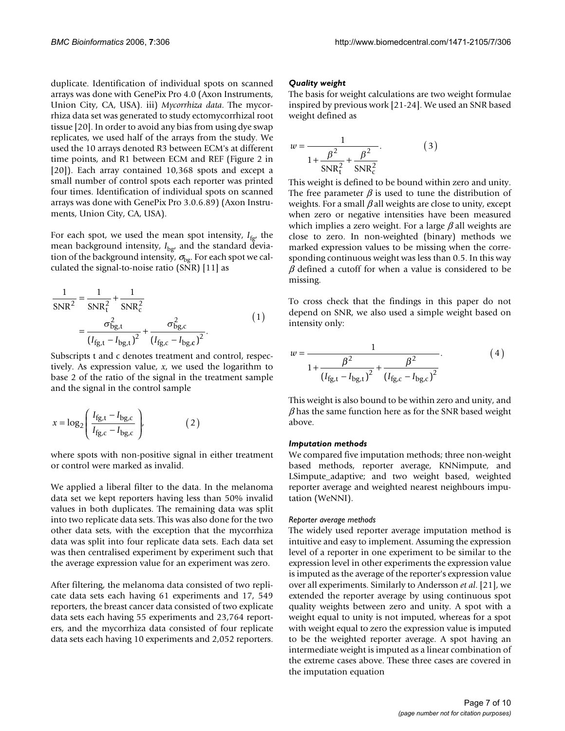duplicate. Identification of individual spots on scanned arrays was done with GenePix Pro 4.0 (Axon Instruments, Union City, CA, USA). iii) *Mycorrhiza data*. The mycorrhiza data set was generated to study ectomycorrhizal root tissue [20]. In order to avoid any bias from using dye swap replicates, we used half of the arrays from the study. We used the 10 arrays denoted R3 between ECM's at different time points, and R1 between ECM and REF (Figure 2 in [20]). Each array contained 10,368 spots and except a small number of control spots each reporter was printed four times. Identification of individual spots on scanned arrays was done with GenePix Pro 3.0.6.89) (Axon Instruments, Union City, CA, USA).

For each spot, we used the mean spot intensity, $I_{\mathrm{fg}}$, the mean background intensity, $I_{\mathrm{bg}}$, and the standard deviation of the background intensity, $\sigma_{\mathrm{bg}}$. For each spot we calculated the signal-to-noise ratio (SNR) [11] as

$$\begin{aligned}\frac{1}{\mathrm{SNR}^2} &= \frac{1}{\mathrm{SNR}_{\mathrm{t}}^2} + \frac{1}{\mathrm{SNR}_{\mathrm{c}}^2} \\ &= \frac{\sigma_{\mathrm{bg,t}}^2}{(I_{\mathrm{fg,t}} - I_{\mathrm{bg,t}})^2} + \frac{\sigma_{\mathrm{bg,c}}^2}{(I_{\mathrm{fg,c}} - I_{\mathrm{bg,c}})^2}.\end{aligned} \qquad (1)$$

Subscripts t and c denotes treatment and control, respectively. As expression value, $x$, we used the logarithm to base 2 of the ratio of the signal in the treatment sample and the signal in the control sample

$$x = \log_2\left(\frac{I_{\mathrm{fg,t}} - I_{\mathrm{bg,c}}}{I_{\mathrm{fg,c}} - I_{\mathrm{bg,c}}}\right), \qquad (2)$$

where spots with non-positive signal in either treatment or control were marked as invalid.

We applied a liberal filter to the data. In the melanoma data set we kept reporters having less than 50% invalid values in both duplicates. The remaining data was split into two replicate data sets. This was also done for the two other data sets, with the exception that the mycorrhiza data was split into four replicate data sets. Each data set was then centralised experiment by experiment such that the average expression value for an experiment was zero.

After filtering, the melanoma data consisted of two replicate data sets each having 61 experiments and 17, 549 reporters, the breast cancer data consisted of two explicate data sets each having 55 experiments and 23,764 reporters, and the mycorrhiza data consisted of four replicate data sets each having 10 experiments and 2,052 reporters.

#### *Quality weight*

The basis for weight calculations are two weight formulae inspired by previous work [21-24]. We used an SNR based weight defined as

$$w = \frac{1}{1 + \frac{\beta^2}{\mathrm{SNR}_{\mathrm{t}}^2} + \frac{\beta^2}{\mathrm{SNR}_{\mathrm{c}}^2}}. \qquad (3)$$

This weight is defined to be bound within zero and unity. The free parameter $\beta$ is used to tune the distribution of weights. For a small $\beta$ all weights are close to unity, except when zero or negative intensities have been measured which implies a zero weight. For a large $\beta$ all weights are close to zero. In non-weighted (binary) methods we marked expression values to be missing when the corresponding continuous weight was less than 0.5. In this way $\beta$ defined a cutoff for when a value is considered to be missing.

To cross check that the findings in this paper do not depend on SNR, we also used a simple weight based on intensity only:

$$w = \frac{1}{1 + \frac{\beta^2}{(I_{\mathrm{fg,t}} - I_{\mathrm{bg,t}})^2} + \frac{\beta^2}{(I_{\mathrm{fg,c}} - I_{\mathrm{bg,c}})^2}}. \qquad (4)$$

This weight is also bound to be within zero and unity, and $\beta$ has the same function here as for the SNR based weight above.

#### *Imputation methods*

We compared five imputation methods; three non-weight based methods, reporter average, KNNimpute, and LSimpute_adaptive; and two weight based, weighted reporter average and weighted nearest neighbours imputation (WeNNI).

##### *Reporter average methods*

The widely used reporter average imputation method is intuitive and easy to implement. Assuming the expression level of a reporter in one experiment to be similar to the expression level in other experiments the expression value is imputed as the average of the reporter's expression value over all experiments. Similarly to Andersson *et al*. [21], we extended the reporter average by using continuous spot quality weights between zero and unity. A spot with a weight equal to unity is not imputed, whereas for a spot with weight equal to zero the expression value is imputed to be the weighted reporter average. A spot having an intermediate weight is imputed as a linear combination of the extreme cases above. These three cases are covered in the imputation equation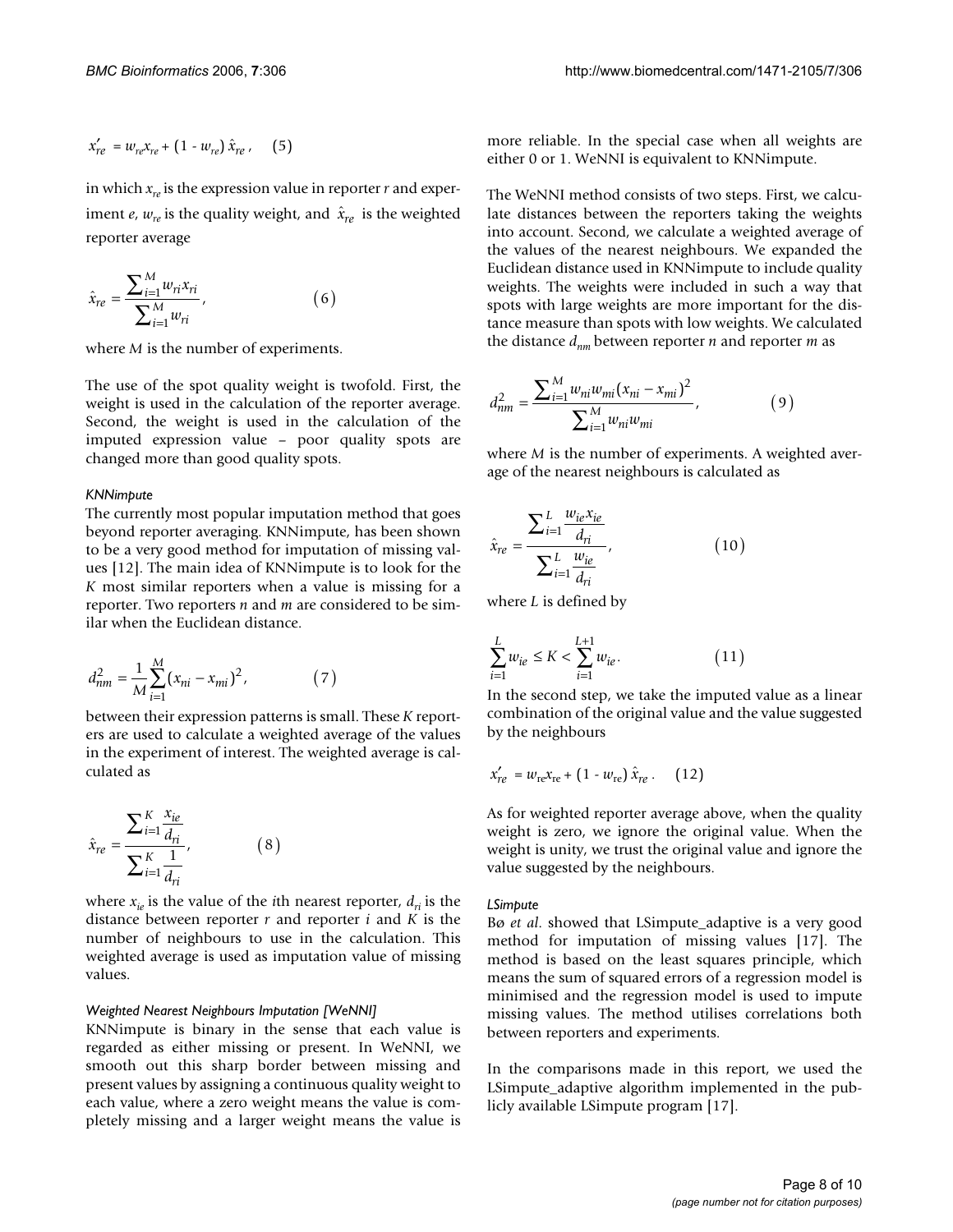$$x'_{re} = w_{re}x_{re} + (1 - w_{re})\,\hat{x}_{re}\,, \quad (5)$$

in which $x_{re}$ is the expression value in reporter $r$ and experiment $e$, $w_{re}$ is the quality weight, and $\hat{x}_{re}$ is the weighted reporter average

$$\hat{x}_{re} = \frac{\sum_{i=1}^{M} w_{ri}x_{ri}}{\sum_{i=1}^{M} w_{ri}}, \qquad (6)$$

where $M$ is the number of experiments.

The use of the spot quality weight is twofold. First, the weight is used in the calculation of the reporter average. Second, the weight is used in the calculation of the imputed expression value – poor quality spots are changed more than good quality spots.

#### *KNNimpute*

The currently most popular imputation method that goes beyond reporter averaging. KNNimpute, has been shown to be a very good method for imputation of missing values [12]. The main idea of KNNimpute is to look for the $K$ most similar reporters when a value is missing for a reporter. Two reporters $n$ and $m$ are considered to be similar when the Euclidean distance.

$$d_{nm}^2 = \frac{1}{M}\sum_{i=1}^{M}(x_{ni} - x_{mi})^2, \qquad (7)$$

between their expression patterns is small. These $K$ reporters are used to calculate a weighted average of the values in the experiment of interest. The weighted average is calculated as

$$\hat{x}_{re} = \frac{\sum_{i=1}^{K} \frac{x_{ie}}{d_{ri}}}{\sum_{i=1}^{K} \frac{1}{d_{ri}}}, \qquad (8)$$

where $x_{ie}$ is the value of the $i$th nearest reporter, $d_{ri}$ is the distance between reporter $r$ and reporter $i$ and $K$ is the number of neighbours to use in the calculation. This weighted average is used as imputation value of missing values.

#### *Weighted Nearest Neighbours Imputation [WeNNI]*

KNNimpute is binary in the sense that each value is regarded as either missing or present. In WeNNI, we smooth out this sharp border between missing and present values by assigning a continuous quality weight to each value, where a zero weight means the value is completely missing and a larger weight means the value is more reliable. In the special case when all weights are either 0 or 1. WeNNI is equivalent to KNNimpute.

The WeNNI method consists of two steps. First, we calculate distances between the reporters taking the weights into account. Second, we calculate a weighted average of the values of the nearest neighbours. We expanded the Euclidean distance used in KNNimpute to include quality weights. The weights were included in such a way that spots with large weights are more important for the distance measure than spots with low weights. We calculated the distance $d_{nm}$ between reporter $n$ and reporter $m$ as

$$d_{nm}^2 = \frac{\sum_{i=1}^{M} w_{ni}w_{mi}(x_{ni} - x_{mi})^2}{\sum_{i=1}^{M} w_{ni}w_{mi}}, \qquad (9)$$

where $M$ is the number of experiments. A weighted average of the nearest neighbours is calculated as

$$\hat{x}_{re} = \frac{\sum_{i=1}^{L} \frac{w_{ie}x_{ie}}{d_{ri}}}{\sum_{i=1}^{L} \frac{w_{ie}}{d_{ri}}}, \qquad (10)$$

where $L$ is defined by

$$\sum_{i=1}^{L} w_{ie} \le K < \sum_{i=1}^{L+1} w_{ie}. \qquad (11)$$

In the second step, we take the imputed value as a linear combination of the original value and the value suggested by the neighbours

$$x'_{re} = w_{re}x_{re} + (1 - w_{re})\,\hat{x}_{re}\,. \quad (12)$$

As for weighted reporter average above, when the quality weight is zero, we ignore the original value. When the weight is unity, we trust the original value and ignore the value suggested by the neighbours.

#### *LSimpute*

Bø *et al*. showed that LSimpute_adaptive is a very good method for imputation of missing values [17]. The method is based on the least squares principle, which means the sum of squared errors of a regression model is minimised and the regression model is used to impute missing values. The method utilises correlations both between reporters and experiments.

In the comparisons made in this report, we used the LSimpute_adaptive algorithm implemented in the publicly available LSimpute program [17].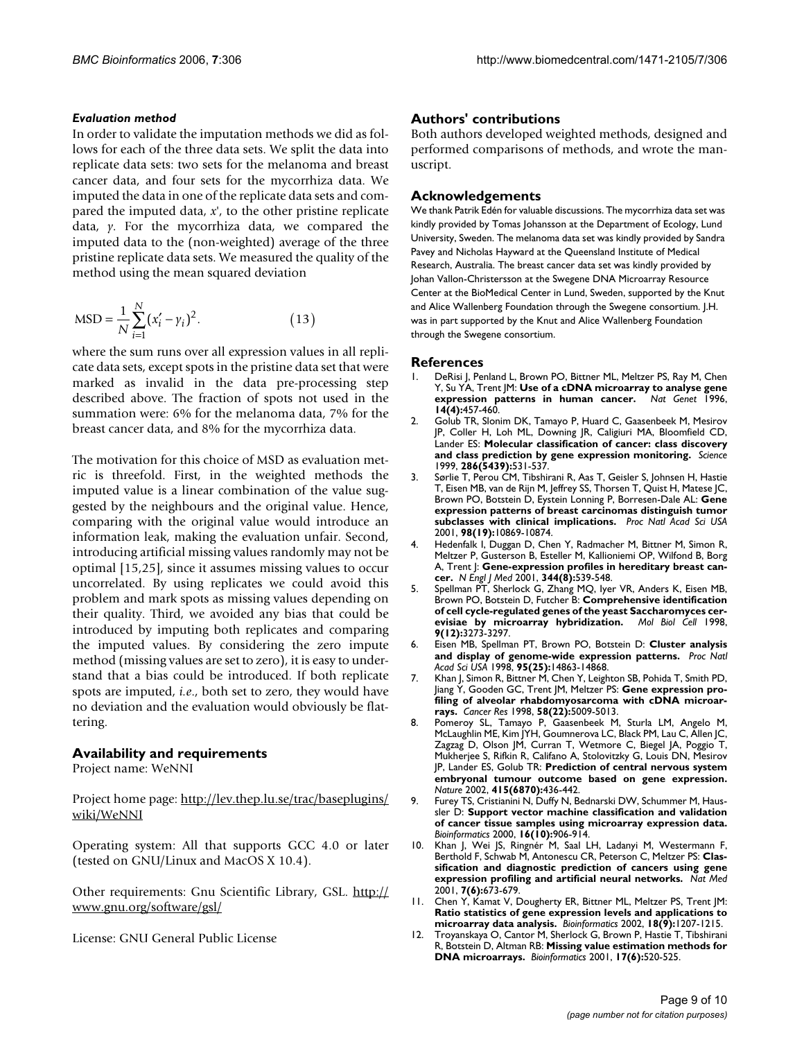### Evaluation method

In order to validate the imputation methods we did as follows for each of the three data sets. We split the data into replicate data sets: two sets for the melanoma and breast cancer data, and four sets for the mycorrhiza data. We imputed the data in one of the replicate data sets and compared the imputed data, $x'$, to the other pristine replicate data, $y$. For the mycorrhiza data, we compared the imputed data to the (non-weighted) average of the three pristine replicate data sets. We measured the quality of the method using the mean squared deviation

$$\mathrm{MSD} = \frac{1}{N}\sum_{i=1}^{N}(x_i' - y_i)^2. \qquad (13)$$

where the sum runs over all expression values in all replicate data sets, except spots in the pristine data set that were marked as invalid in the data pre-processing step described above. The fraction of spots not used in the summation were: 6% for the melanoma data, 7% for the breast cancer data, and 8% for the mycorrhiza data.

The motivation for this choice of MSD as evaluation metric is threefold. First, in the weighted methods the imputed value is a linear combination of the value suggested by the neighbours and the original value. Hence, comparing with the original value would introduce an information leak, making the evaluation unfair. Second, introducing artificial missing values randomly may not be optimal [15,25], since it assumes missing values to occur uncorrelated. By using replicates we could avoid this problem and mark spots as missing values depending on their quality. Third, we avoided any bias that could be introduced by imputing both replicates and comparing the imputed values. By considering the zero impute method (missing values are set to zero), it is easy to understand that a bias could be introduced. If both replicate spots are imputed, *i.e*., both set to zero, they would have no deviation and the evaluation would obviously be flattering.

## Availability and requirements

Project name: WeNNI

Project home page: http://lev.thep.lu.se/trac/baseplugins/wiki/WeNNI

Operating system: All that supports GCC 4.0 or later (tested on GNU/Linux and MacOS X 10.4).

Other requirements: Gnu Scientific Library, GSL. http://www.gnu.org/software/gsl/

License: GNU General Public License

## Authors' contributions

Both authors developed weighted methods, designed and performed comparisons of methods, and wrote the manuscript.

## Acknowledgements

We thank Patrik Edén for valuable discussions. The mycorrhiza data set was kindly provided by Tomas Johansson at the Department of Ecology, Lund University, Sweden. The melanoma data set was kindly provided by Sandra Pavey and Nicholas Hayward at the Queensland Institute of Medical Research, Australia. The breast cancer data set was kindly provided by Johan Vallon-Christersson at the Swegene DNA Microarray Resource Center at the BioMedical Center in Lund, Sweden, supported by the Knut and Alice Wallenberg Foundation through the Swegene consortium. J.H. was in part supported by the Knut and Alice Wallenberg Foundation through the Swegene consortium.

## References

1. DeRisi J, Penland L, Brown PO, Bittner ML, Meltzer PS, Ray M, Chen Y, Su YA, Trent JM: **Use of a cDNA microarray to analyse gene expression patterns in human cancer.** *Nat Genet* 1996, **14(4):**457-460.
2. Golub TR, Slonim DK, Tamayo P, Huard C, Gaasenbeek M, Mesirov JP, Coller H, Loh ML, Downing JR, Caligiuri MA, Bloomfield CD, Lander ES: **Molecular classification of cancer: class discovery and class prediction by gene expression monitoring.** *Science* 1999, **286(5439):**531-537.
3. Sørlie T, Perou CM, Tibshirani R, Aas T, Geisler S, Johnsen H, Hastie T, Eisen MB, van de Rijn M, Jeffrey SS, Thorsen T, Quist H, Matese JC, Brown PO, Botstein D, Eystein Lonning P, Borresen-Dale AL: **Gene expression patterns of breast carcinomas distinguish tumor subclasses with clinical implications.** *Proc Natl Acad Sci USA* 2001, **98(19):**10869-10874.
4. Hedenfalk I, Duggan D, Chen Y, Radmacher M, Bittner M, Simon R, Meltzer P, Gusterson B, Esteller M, Kallioniemi OP, Wilfond B, Borg A, Trent J: **Gene-expression profiles in hereditary breast cancer.** *N Engl J Med* 2001, **344(8):**539-548.
5. Spellman PT, Sherlock G, Zhang MQ, Iyer VR, Anders K, Eisen MB, Brown PO, Botstein D, Futcher B: **Comprehensive identification of cell cycle-regulated genes of the yeast Saccharomyces cerevisiae by microarray hybridization.** *Mol Biol Cell* 1998, **9(12):**3273-3297.
6. Eisen MB, Spellman PT, Brown PO, Botstein D: **Cluster analysis and display of genome-wide expression patterns.** *Proc Natl Acad Sci USA* 1998, **95(25):**14863-14868.
7. Khan J, Simon R, Bittner M, Chen Y, Leighton SB, Pohida T, Smith PD, Jiang Y, Gooden GC, Trent JM, Meltzer PS: **Gene expression profiling of alveolar rhabdomyosarcoma with cDNA microarrays.** *Cancer Res* 1998, **58(22):**5009-5013.
8. Pomeroy SL, Tamayo P, Gaasenbeek M, Sturla LM, Angelo M, McLaughlin ME, Kim JYH, Goumnerova LC, Black PM, Lau C, Allen JC, Zagzag D, Olson JM, Curran T, Wetmore C, Biegel JA, Poggio T, Mukherjee S, Rifkin R, Califano A, Stolovitzky G, Louis DN, Mesirov JP, Lander ES, Golub TR: **Prediction of central nervous system embryonal tumour outcome based on gene expression.** *Nature* 2002, **415(6870):**436-442.
9. Furey TS, Cristianini N, Duffy N, Bednarski DW, Schummer M, Haussler D: **Support vector machine classification and validation of cancer tissue samples using microarray expression data.** *Bioinformatics* 2000, **16(10):**906-914.
10. Khan J, Wei JS, Ringnér M, Saal LH, Ladanyi M, Westermann F, Berthold F, Schwab M, Antonescu CR, Peterson C, Meltzer PS: **Classification and diagnostic prediction of cancers using gene expression profiling and artificial neural networks.** *Nat Med* 2001, **7(6):**673-679.
11. Chen Y, Kamat V, Dougherty ER, Bittner ML, Meltzer PS, Trent JM: **Ratio statistics of gene expression levels and applications to microarray data analysis.** *Bioinformatics* 2002, **18(9):**1207-1215.
12. Troyanskaya O, Cantor M, Sherlock G, Brown P, Hastie T, Tibshirani R, Botstein D, Altman RB: **Missing value estimation methods for DNA microarrays.** *Bioinformatics* 2001, **17(6):**520-525.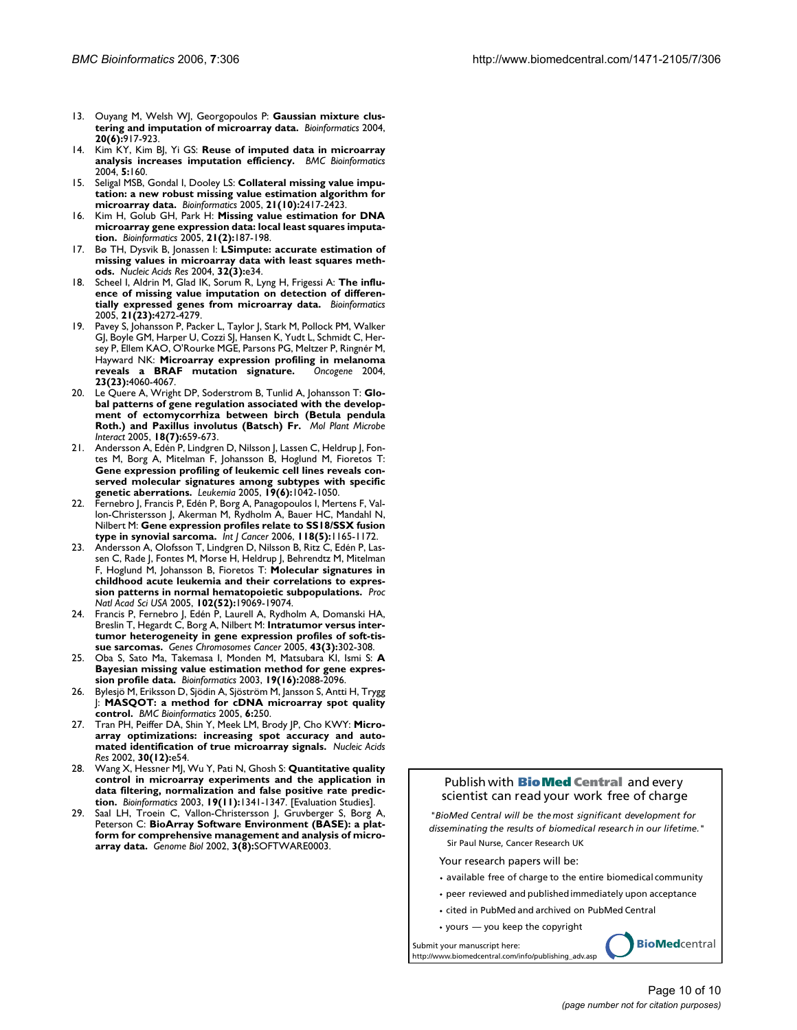13. Ouyang M, Welsh WJ, Georgopoulos P: **Gaussian mixture clustering and imputation of microarray data.** *Bioinformatics* 2004, **20(6):**917-923.
14. Kim KY, Kim BJ, Yi GS: **Reuse of imputed data in microarray analysis increases imputation efficiency.** *BMC Bioinformatics* 2004, **5:**160.
15. Seligal MSB, Gondal I, Dooley LS: **Collateral missing value imputation: a new robust missing value estimation algorithm for microarray data.** *Bioinformatics* 2005, **21(10):**2417-2423.
16. Kim H, Golub GH, Park H: **Missing value estimation for DNA microarray gene expression data: local least squares imputation.** *Bioinformatics* 2005, **21(2):**187-198.
17. Bø TH, Dysvik B, Jonassen I: **LSimpute: accurate estimation of missing values in microarray data with least squares methods.** *Nucleic Acids Res* 2004, **32(3):**e34.
18. Scheel I, Aldrin M, Glad IK, Sorum R, Lyng H, Frigessi A: **The influence of missing value imputation on detection of differentially expressed genes from microarray data.** *Bioinformatics* 2005, **21(23):**4272-4279.
19. Pavey S, Johansson P, Packer L, Taylor J, Stark M, Pollock PM, Walker GJ, Boyle GM, Harper U, Cozzi SJ, Hansen K, Yudt L, Schmidt C, Hersey P, Ellem KAO, O'Rourke MGE, Parsons PG, Meltzer P, Ringnér M, Hayward NK: **Microarray expression profiling in melanoma reveals a BRAF mutation signature.** *Oncogene* 2004, **23(23):**4060-4067.
20. Le Quere A, Wright DP, Soderstrom B, Tunlid A, Johansson T: **Global patterns of gene regulation associated with the development of ectomycorrhiza between birch (Betula pendula Roth.) and Paxillus involutus (Batsch) Fr.** *Mol Plant Microbe Interact* 2005, **18(7):**659-673.
21. Andersson A, Edén P, Lindgren D, Nilsson J, Lassen C, Heldrup J, Fontes M, Borg A, Mitelman F, Johansson B, Hoglund M, Fioretos T: **Gene expression profiling of leukemic cell lines reveals conserved molecular signatures among subtypes with specific genetic aberrations.** *Leukemia* 2005, **19(6):**1042-1050.
22. Fernebro J, Francis P, Edén P, Borg A, Panagopoulos I, Mertens F, Vallon-Christersson J, Akerman M, Rydholm A, Bauer HC, Mandahl N, Nilbert M: **Gene expression profiles relate to SS18/SSX fusion type in synovial sarcoma.** *Int J Cancer* 2006, **118(5):**1165-1172.
23. Andersson A, Olofsson T, Lindgren D, Nilsson B, Ritz C, Edén P, Lassen C, Rade J, Fontes M, Morse H, Heldrup J, Behrendtz M, Mitelman F, Hoglund M, Johansson B, Fioretos T: **Molecular signatures in childhood acute leukemia and their correlations to expression patterns in normal hematopoietic subpopulations.** *Proc Natl Acad Sci USA* 2005, **102(52):**19069-19074.
24. Francis P, Fernebro J, Edén P, Laurell A, Rydholm A, Domanski HA, Breslin T, Hegardt C, Borg A, Nilbert M: **Intratumor versus intertumor heterogeneity in gene expression profiles of soft-tissue sarcomas.** *Genes Chromosomes Cancer* 2005, **43(3):**302-308.
25. Oba S, Sato Ma, Takemasa I, Monden M, Matsubara KI, Ismi S: **A Bayesian missing value estimation method for gene expression profile data.** *Bioinformatics* 2003, **19(16):**2088-2096.
26. Bylesjö M, Eriksson D, Sjödin A, Sjöström M, Jansson S, Antti H, Trygg J: **MASQOT: a method for cDNA microarray spot quality control.** *BMC Bioinformatics* 2005, **6:**250.
27. Tran PH, Peiffer DA, Shin Y, Meek LM, Brody JP, Cho KWY: **Microarray optimizations: increasing spot accuracy and automated identification of true microarray signals.** *Nucleic Acids Res* 2002, **30(12):**e54.
28. Wang X, Hessner MJ, Wu Y, Pati N, Ghosh S: **Quantitative quality control in microarray experiments and the application in data filtering, normalization and false positive rate prediction.** *Bioinformatics* 2003, **19(11):**1341-1347. [Evaluation Studies].
29. Saal LH, Troein C, Vallon-Christersson J, Gruvberger S, Borg A, Peterson C: **BioArray Software Environment (BASE): a platform for comprehensive management and analysis of microarray data.** *Genome Biol* 2002, **3(8):**SOFTWARE0003.

Publish with **BioMed Central** and every scientist can read your work free of charge

*"BioMed Central will be the most significant development for disseminating the results of biomedical research in our lifetime."*

Sir Paul Nurse, Cancer Research UK

Your research papers will be:

- available free of charge to the entire biomedical community
- peer reviewed and published immediately upon acceptance
- cited in PubMed and archived on PubMed Central
- yours — you keep the copyright

Submit your manuscript here:
http://www.biomedcentral.com/info/publishing_adv.asp

**BioMed**central